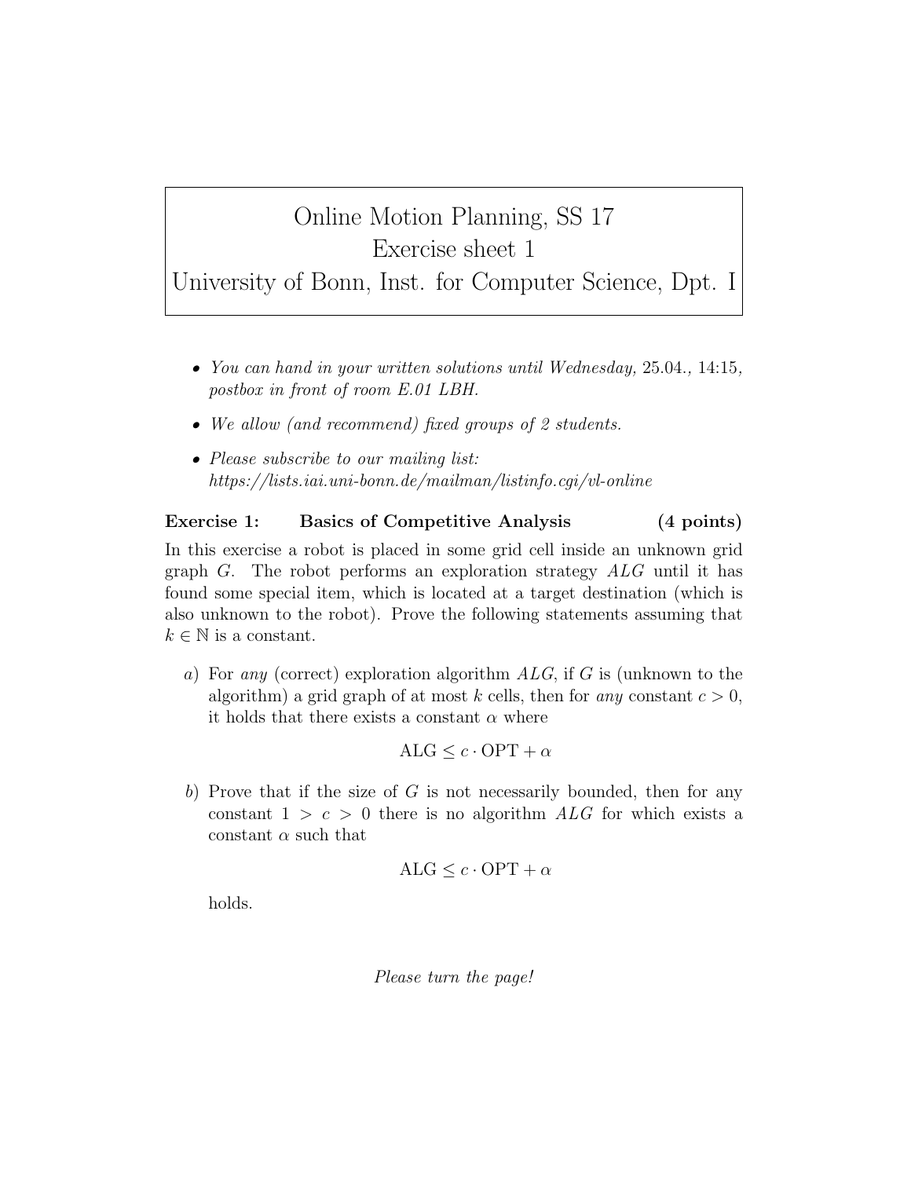# Online Motion Planning, SS 17
## Exercise sheet 1
## University of Bonn, Inst. for Computer Science, Dpt. I

- *You can hand in your written solutions until Wednesday,* 25.04.*,* 14:15*, postbox in front of room E.01 LBH.*
- *We allow (and recommend) fixed groups of 2 students.*
- *Please subscribe to our mailing list: https://lists.iai.uni-bonn.de/mailman/listinfo.cgi/vl-online*

**Exercise 1: Basics of Competitive Analysis (4 points)**

In this exercise a robot is placed in some grid cell inside an unknown grid graph $G$. The robot performs an exploration strategy $ALG$ until it has found some special item, which is located at a target destination (which is also unknown to the robot). Prove the following statements assuming that $k \in \mathbb{N}$ is a constant.

*a)* For *any* (correct) exploration algorithm $ALG$, if $G$ is (unknown to the algorithm) a grid graph of at most $k$ cells, then for *any* constant $c > 0$, it holds that there exists a constant $\alpha$ where

$$\text{ALG} \leq c \cdot \text{OPT} + \alpha$$

*b)* Prove that if the size of $G$ is not necessarily bounded, then for any constant $1 > c > 0$ there is no algorithm $ALG$ for which exists a constant $\alpha$ such that

$$\text{ALG} \leq c \cdot \text{OPT} + \alpha$$

holds.

*Please turn the page!*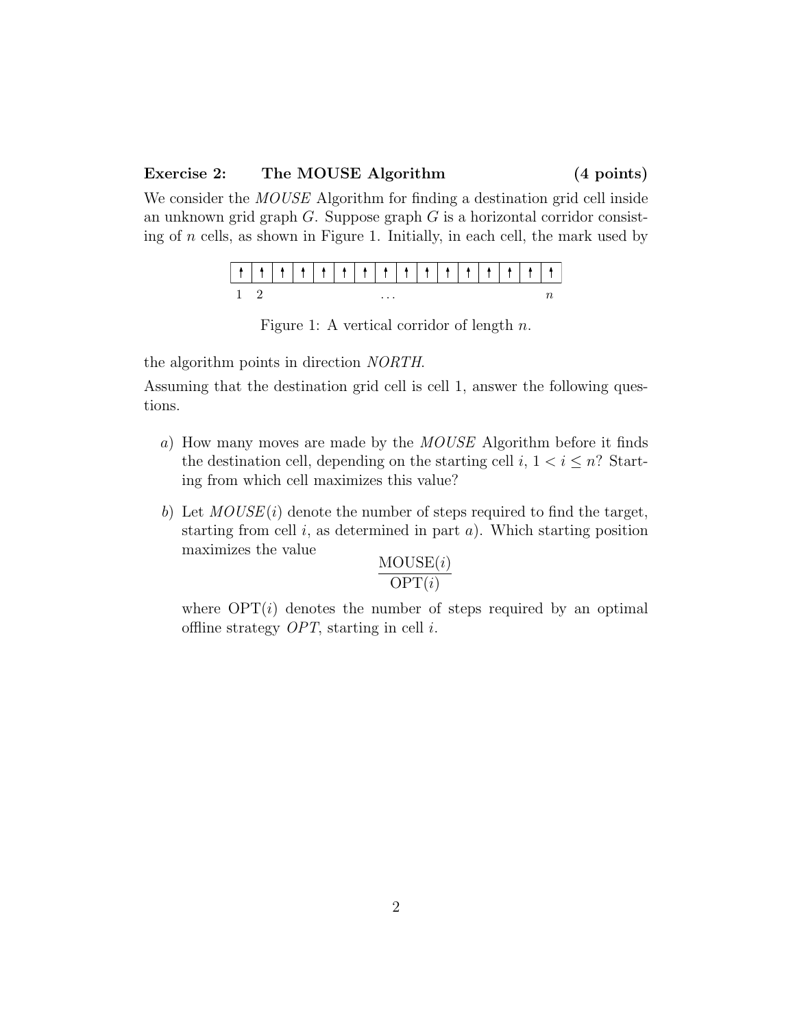**Exercise 2: The MOUSE Algorithm (4 points)**

We consider the *MOUSE* Algorithm for finding a destination grid cell inside an unknown grid graph $G$. Suppose graph $G$ is a horizontal corridor consisting of $n$ cells, as shown in Figure 1. Initially, in each cell, the mark used by the algorithm points in direction *NORTH*.

| ↑ | ↑ | ↑ | ↑ | ↑ | ↑ | ↑ | ↑ | ↑ | ↑ | ↑ | ↑ | ↑ | ↑ | ↑ | ↑ |
|---|---|---|---|---|---|---|---|---|---|---|---|---|---|---|---|
| 1 | 2 | | | | | | … | | | | | | | | $n$ |

Figure 1: A vertical corridor of length $n$.

Assuming that the destination grid cell is cell 1, answer the following questions.

*a*) How many moves are made by the *MOUSE* Algorithm before it finds the destination cell, depending on the starting cell $i$, $1 < i \leq n$? Starting from which cell maximizes this value?

*b*) Let *MOUSE*$(i)$ denote the number of steps required to find the target, starting from cell $i$, as determined in part *a*). Which starting position maximizes the value

$$\frac{\text{MOUSE}(i)}{\text{OPT}(i)}$$

where $\text{OPT}(i)$ denotes the number of steps required by an optimal offline strategy *OPT*, starting in cell $i$.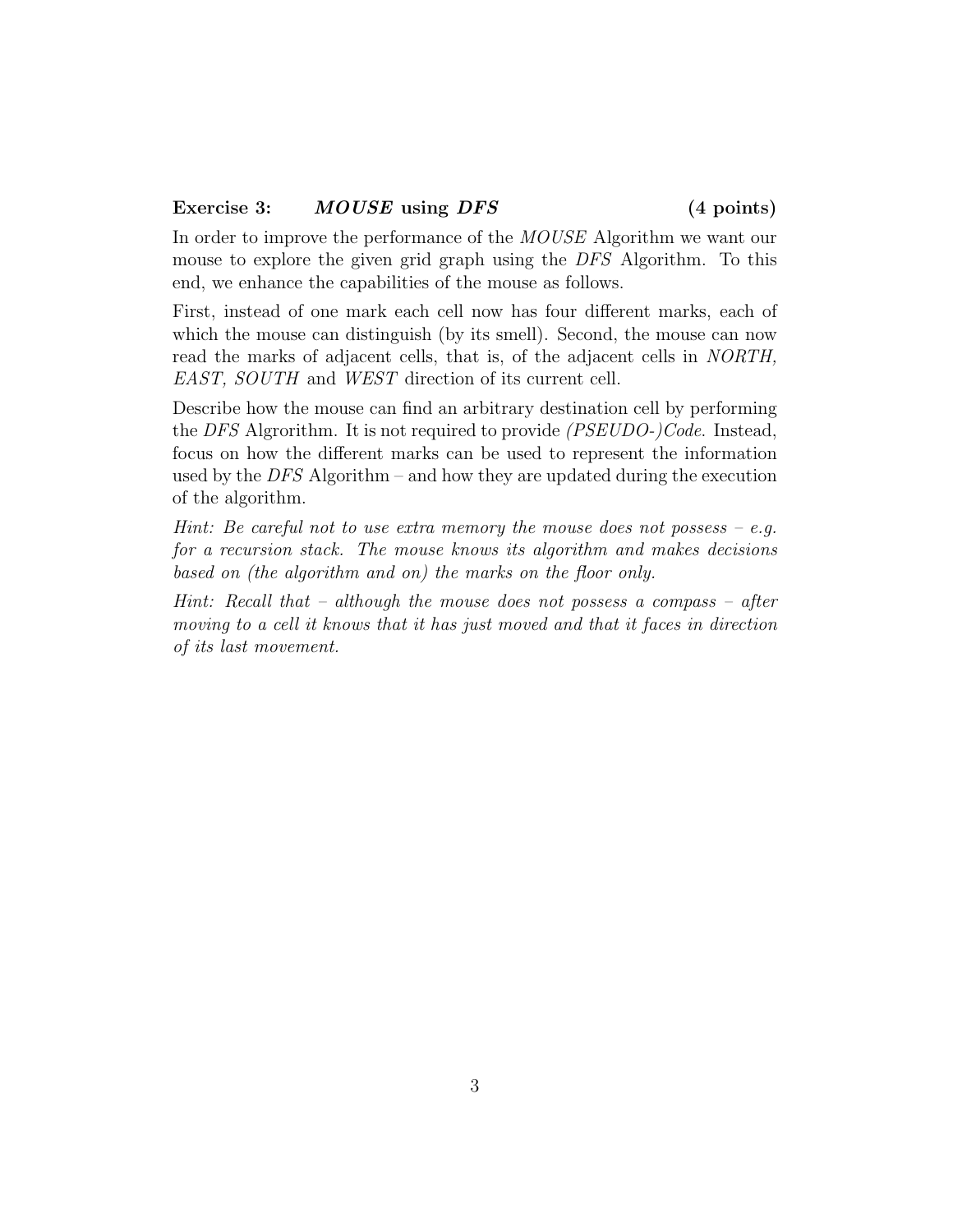### Exercise 3: *MOUSE* using *DFS* (4 points)

In order to improve the performance of the *MOUSE* Algorithm we want our mouse to explore the given grid graph using the *DFS* Algorithm. To this end, we enhance the capabilities of the mouse as follows.

First, instead of one mark each cell now has four different marks, each of which the mouse can distinguish (by its smell). Second, the mouse can now read the marks of adjacent cells, that is, of the adjacent cells in *NORTH, EAST, SOUTH* and *WEST* direction of its current cell.

Describe how the mouse can find an arbitrary destination cell by performing the *DFS* Algrorithm. It is not required to provide *(PSEUDO-)Code*. Instead, focus on how the different marks can be used to represent the information used by the *DFS* Algorithm – and how they are updated during the execution of the algorithm.

*Hint: Be careful not to use extra memory the mouse does not possess – e.g. for a recursion stack. The mouse knows its algorithm and makes decisions based on (the algorithm and on) the marks on the floor only.*

*Hint: Recall that – although the mouse does not possess a compass – after moving to a cell it knows that it has just moved and that it faces in direction of its last movement.*